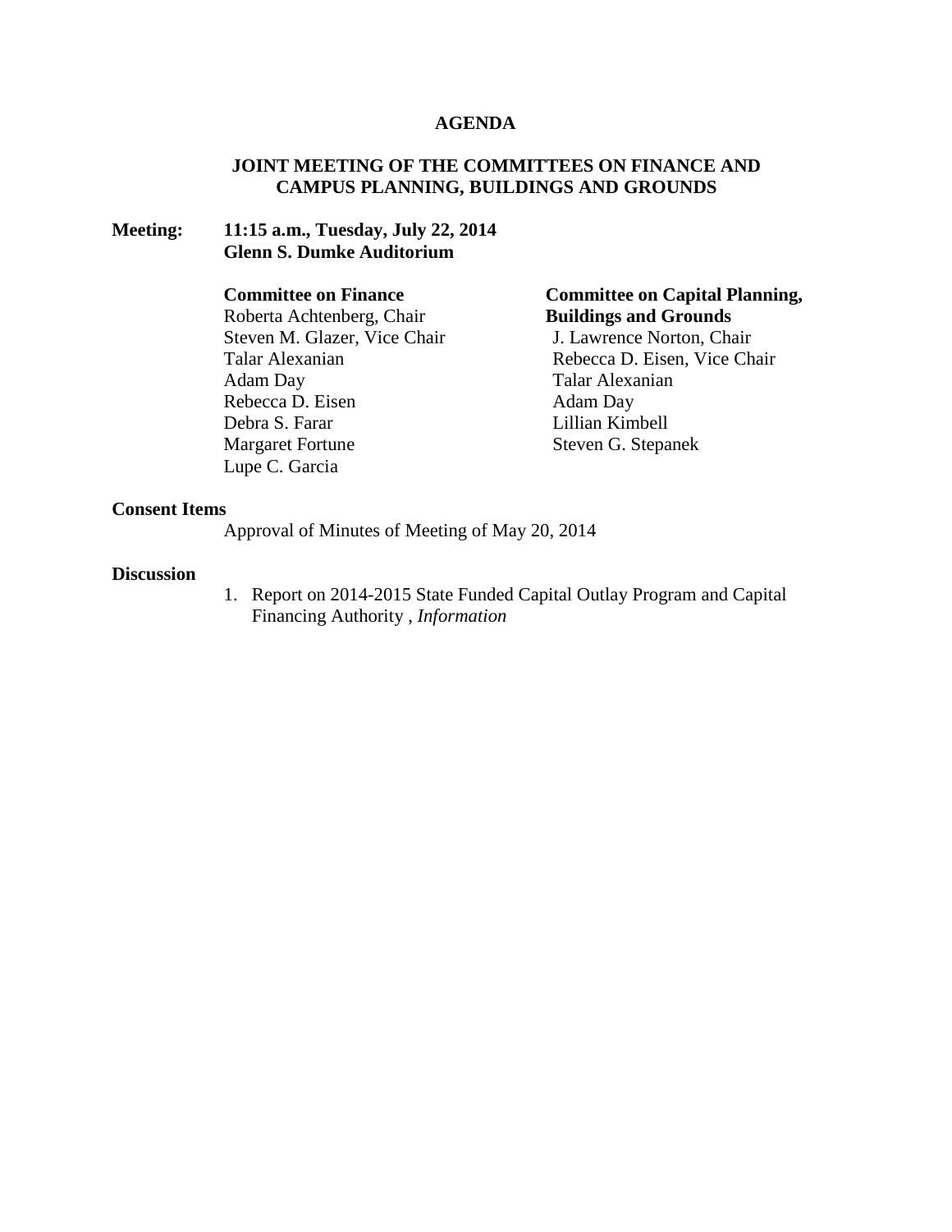# AGENDA

## JOINT MEETING OF THE COMMITTEES ON FINANCE AND CAMPUS PLANNING, BUILDINGS AND GROUNDS

**Meeting:** **11:15 a.m., Tuesday, July 22, 2014**
**Glenn S. Dumke Auditorium**

**Committee on Finance**
Roberta Achtenberg, Chair
Steven M. Glazer, Vice Chair
Talar Alexanian
Adam Day
Rebecca D. Eisen
Debra S. Farar
Margaret Fortune
Lupe C. Garcia

**Committee on Capital Planning, Buildings and Grounds**
J. Lawrence Norton, Chair
Rebecca D. Eisen, Vice Chair
Talar Alexanian
Adam Day
Lillian Kimbell
Steven G. Stepanek

**Consent Items**

Approval of Minutes of Meeting of May 20, 2014

**Discussion**

1. Report on 2014-2015 State Funded Capital Outlay Program and Capital Financing Authority , *Information*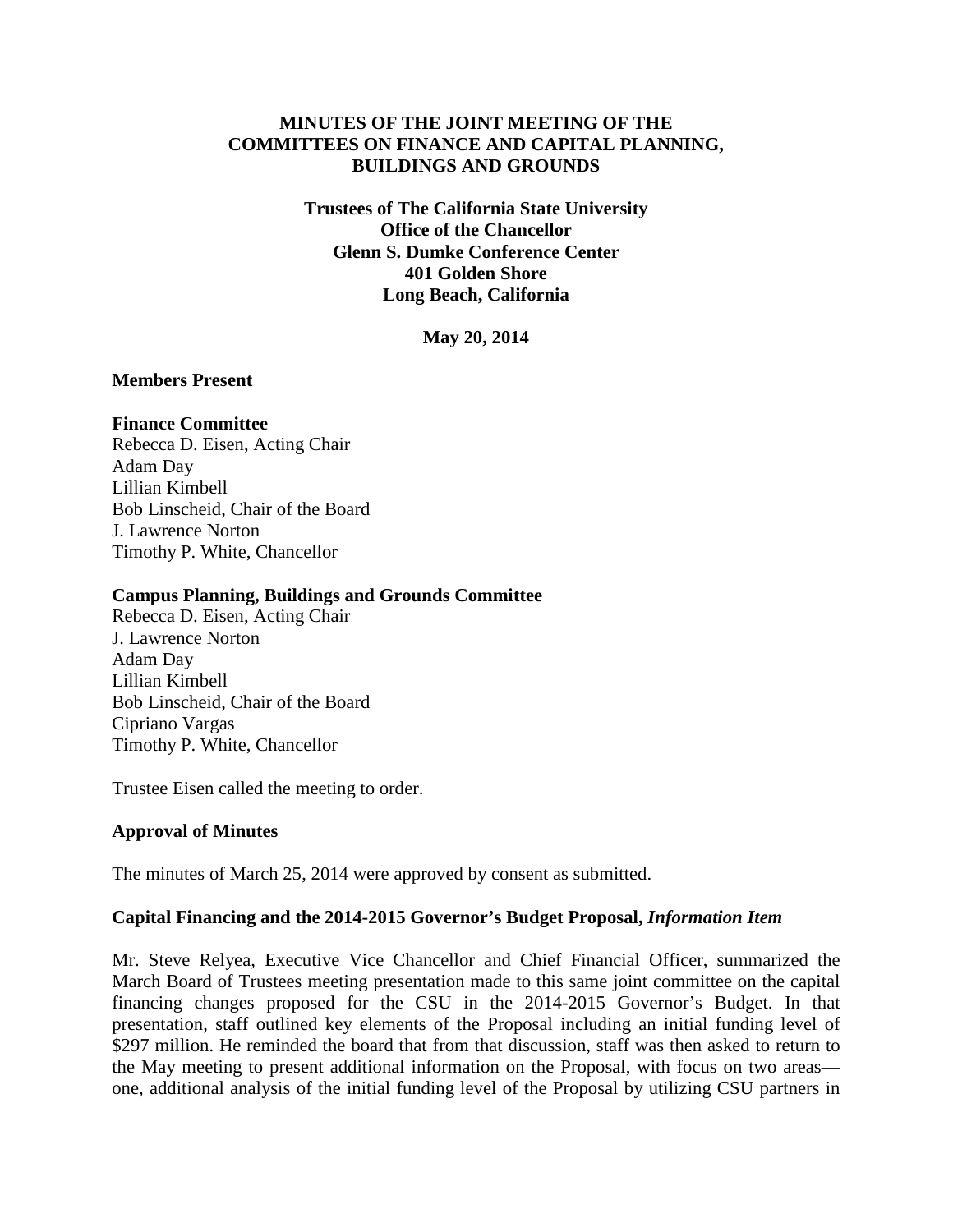**MINUTES OF THE JOINT MEETING OF THE COMMITTEES ON FINANCE AND CAPITAL PLANNING, BUILDINGS AND GROUNDS**

**Trustees of The California State University**
**Office of the Chancellor**
**Glenn S. Dumke Conference Center**
**401 Golden Shore**
**Long Beach, California**

**May 20, 2014**

**Members Present**

**Finance Committee**
Rebecca D. Eisen, Acting Chair
Adam Day
Lillian Kimbell
Bob Linscheid, Chair of the Board
J. Lawrence Norton
Timothy P. White, Chancellor

**Campus Planning, Buildings and Grounds Committee**
Rebecca D. Eisen, Acting Chair
J. Lawrence Norton
Adam Day
Lillian Kimbell
Bob Linscheid, Chair of the Board
Cipriano Vargas
Timothy P. White, Chancellor

Trustee Eisen called the meeting to order.

**Approval of Minutes**

The minutes of March 25, 2014 were approved by consent as submitted.

**Capital Financing and the 2014-2015 Governor's Budget Proposal,** ***Information Item***

Mr. Steve Relyea, Executive Vice Chancellor and Chief Financial Officer, summarized the March Board of Trustees meeting presentation made to this same joint committee on the capital financing changes proposed for the CSU in the 2014-2015 Governor's Budget. In that presentation, staff outlined key elements of the Proposal including an initial funding level of $297 million. He reminded the board that from that discussion, staff was then asked to return to the May meeting to present additional information on the Proposal, with focus on two areas—one, additional analysis of the initial funding level of the Proposal by utilizing CSU partners in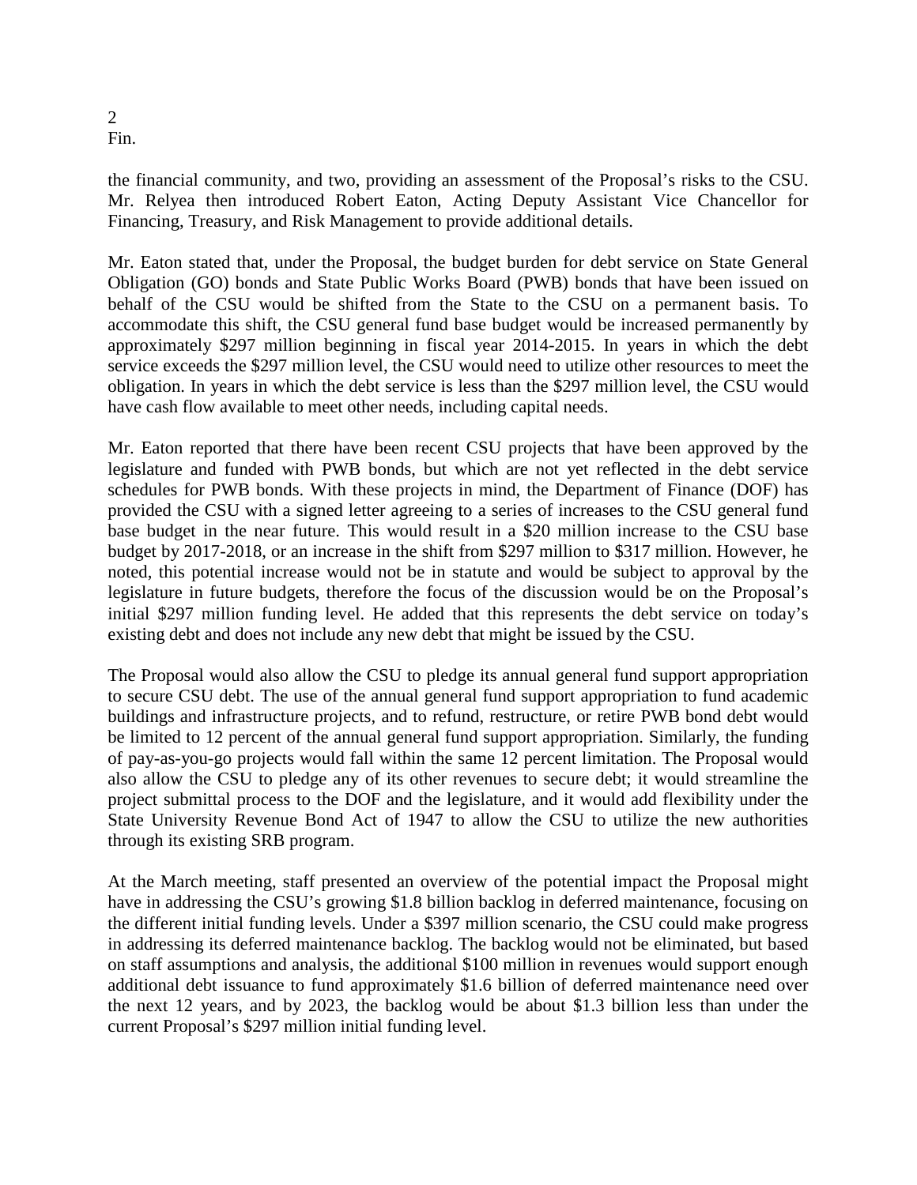the financial community, and two, providing an assessment of the Proposal's risks to the CSU. Mr. Relyea then introduced Robert Eaton, Acting Deputy Assistant Vice Chancellor for Financing, Treasury, and Risk Management to provide additional details.

Mr. Eaton stated that, under the Proposal, the budget burden for debt service on State General Obligation (GO) bonds and State Public Works Board (PWB) bonds that have been issued on behalf of the CSU would be shifted from the State to the CSU on a permanent basis. To accommodate this shift, the CSU general fund base budget would be increased permanently by approximately $297 million beginning in fiscal year 2014-2015. In years in which the debt service exceeds the $297 million level, the CSU would need to utilize other resources to meet the obligation. In years in which the debt service is less than the $297 million level, the CSU would have cash flow available to meet other needs, including capital needs.

Mr. Eaton reported that there have been recent CSU projects that have been approved by the legislature and funded with PWB bonds, but which are not yet reflected in the debt service schedules for PWB bonds. With these projects in mind, the Department of Finance (DOF) has provided the CSU with a signed letter agreeing to a series of increases to the CSU general fund base budget in the near future. This would result in a $20 million increase to the CSU base budget by 2017-2018, or an increase in the shift from $297 million to $317 million. However, he noted, this potential increase would not be in statute and would be subject to approval by the legislature in future budgets, therefore the focus of the discussion would be on the Proposal's initial $297 million funding level. He added that this represents the debt service on today's existing debt and does not include any new debt that might be issued by the CSU.

The Proposal would also allow the CSU to pledge its annual general fund support appropriation to secure CSU debt. The use of the annual general fund support appropriation to fund academic buildings and infrastructure projects, and to refund, restructure, or retire PWB bond debt would be limited to 12 percent of the annual general fund support appropriation. Similarly, the funding of pay-as-you-go projects would fall within the same 12 percent limitation. The Proposal would also allow the CSU to pledge any of its other revenues to secure debt; it would streamline the project submittal process to the DOF and the legislature, and it would add flexibility under the State University Revenue Bond Act of 1947 to allow the CSU to utilize the new authorities through its existing SRB program.

At the March meeting, staff presented an overview of the potential impact the Proposal might have in addressing the CSU's growing $1.8 billion backlog in deferred maintenance, focusing on the different initial funding levels. Under a $397 million scenario, the CSU could make progress in addressing its deferred maintenance backlog. The backlog would not be eliminated, but based on staff assumptions and analysis, the additional $100 million in revenues would support enough additional debt issuance to fund approximately $1.6 billion of deferred maintenance need over the next 12 years, and by 2023, the backlog would be about $1.3 billion less than under the current Proposal's $297 million initial funding level.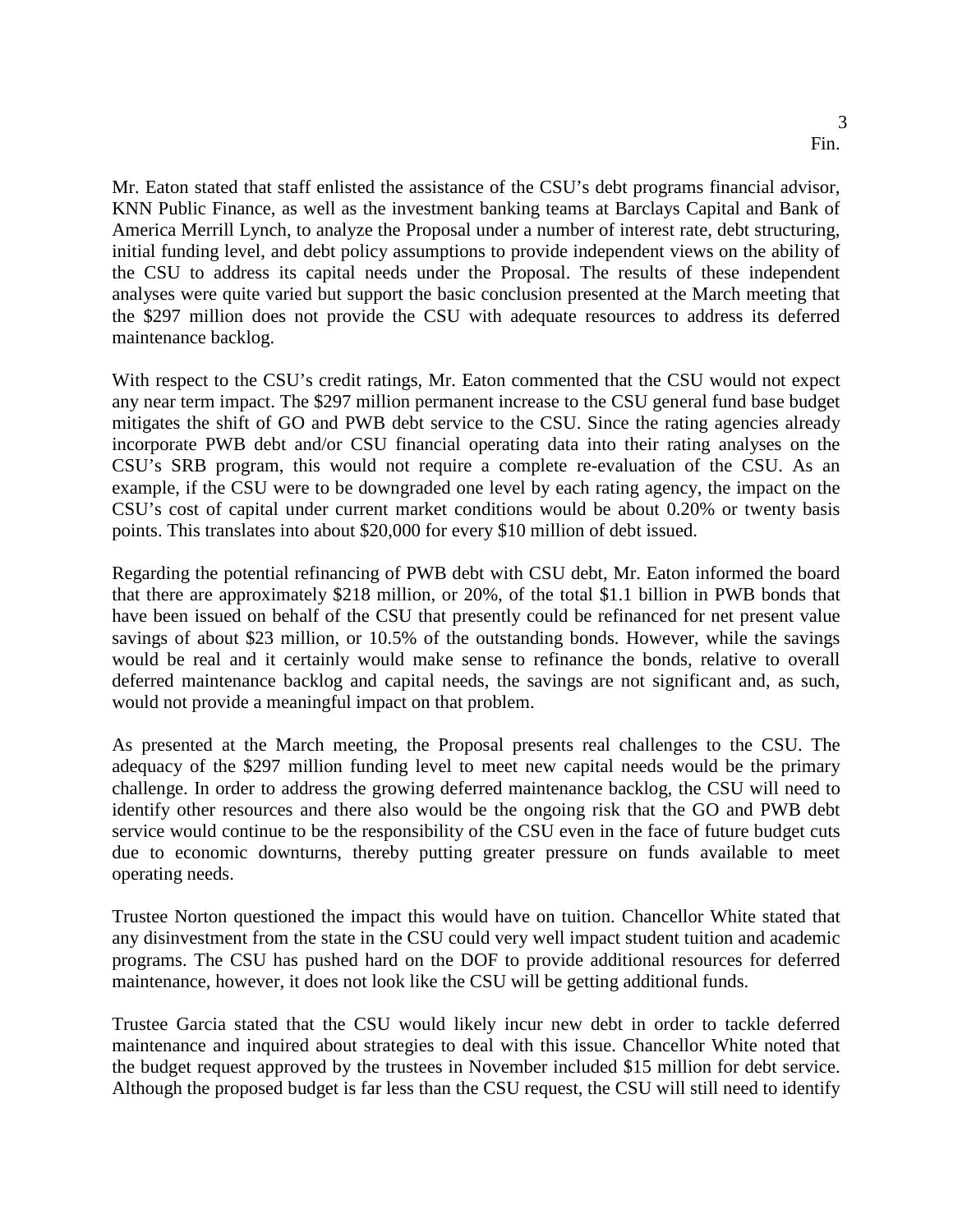Mr. Eaton stated that staff enlisted the assistance of the CSU's debt programs financial advisor, KNN Public Finance, as well as the investment banking teams at Barclays Capital and Bank of America Merrill Lynch, to analyze the Proposal under a number of interest rate, debt structuring, initial funding level, and debt policy assumptions to provide independent views on the ability of the CSU to address its capital needs under the Proposal. The results of these independent analyses were quite varied but support the basic conclusion presented at the March meeting that the $297 million does not provide the CSU with adequate resources to address its deferred maintenance backlog.

With respect to the CSU's credit ratings, Mr. Eaton commented that the CSU would not expect any near term impact. The $297 million permanent increase to the CSU general fund base budget mitigates the shift of GO and PWB debt service to the CSU. Since the rating agencies already incorporate PWB debt and/or CSU financial operating data into their rating analyses on the CSU's SRB program, this would not require a complete re-evaluation of the CSU. As an example, if the CSU were to be downgraded one level by each rating agency, the impact on the CSU's cost of capital under current market conditions would be about 0.20% or twenty basis points. This translates into about $20,000 for every $10 million of debt issued.

Regarding the potential refinancing of PWB debt with CSU debt, Mr. Eaton informed the board that there are approximately $218 million, or 20%, of the total $1.1 billion in PWB bonds that have been issued on behalf of the CSU that presently could be refinanced for net present value savings of about $23 million, or 10.5% of the outstanding bonds. However, while the savings would be real and it certainly would make sense to refinance the bonds, relative to overall deferred maintenance backlog and capital needs, the savings are not significant and, as such, would not provide a meaningful impact on that problem.

As presented at the March meeting, the Proposal presents real challenges to the CSU. The adequacy of the $297 million funding level to meet new capital needs would be the primary challenge. In order to address the growing deferred maintenance backlog, the CSU will need to identify other resources and there also would be the ongoing risk that the GO and PWB debt service would continue to be the responsibility of the CSU even in the face of future budget cuts due to economic downturns, thereby putting greater pressure on funds available to meet operating needs.

Trustee Norton questioned the impact this would have on tuition. Chancellor White stated that any disinvestment from the state in the CSU could very well impact student tuition and academic programs. The CSU has pushed hard on the DOF to provide additional resources for deferred maintenance, however, it does not look like the CSU will be getting additional funds.

Trustee Garcia stated that the CSU would likely incur new debt in order to tackle deferred maintenance and inquired about strategies to deal with this issue. Chancellor White noted that the budget request approved by the trustees in November included $15 million for debt service. Although the proposed budget is far less than the CSU request, the CSU will still need to identify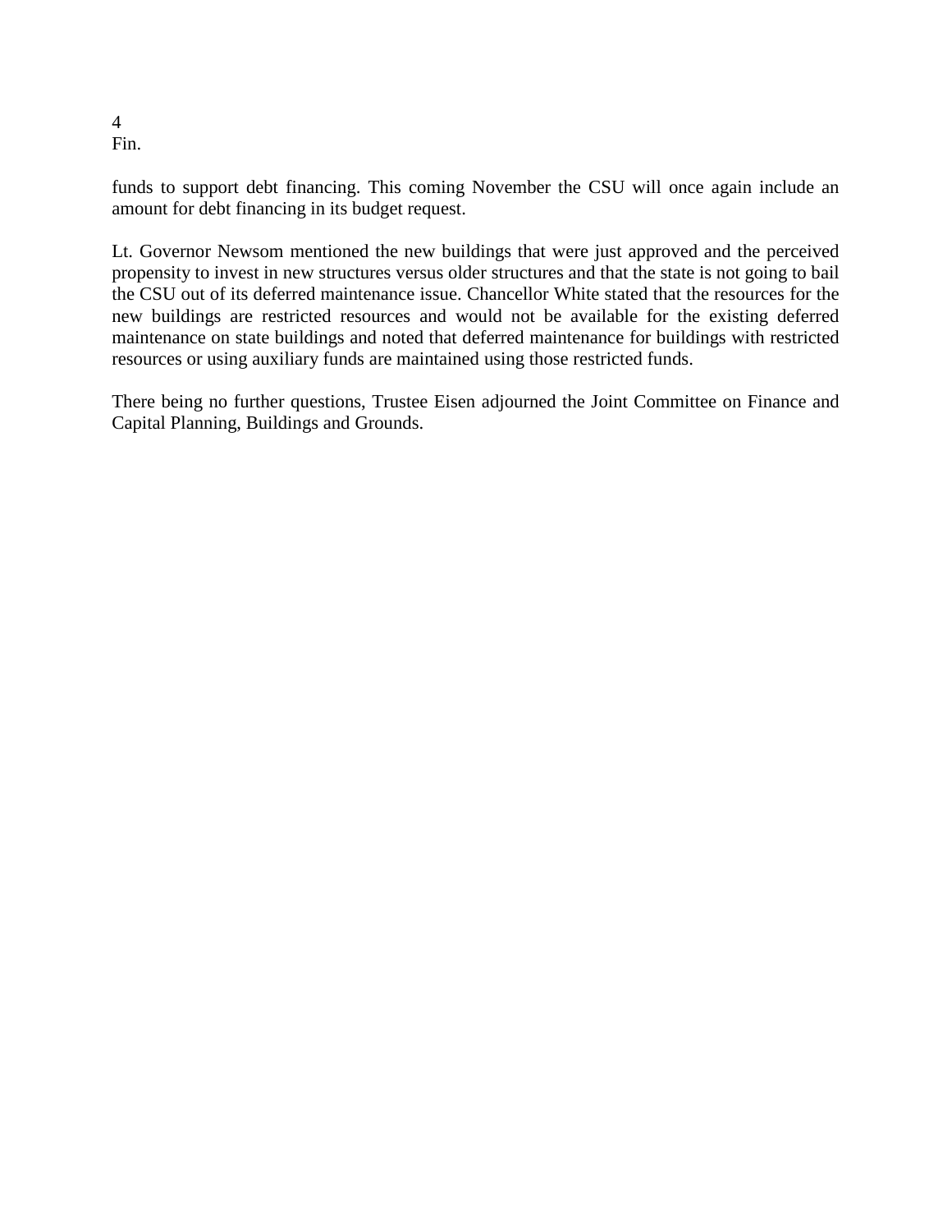funds to support debt financing. This coming November the CSU will once again include an amount for debt financing in its budget request.

Lt. Governor Newsom mentioned the new buildings that were just approved and the perceived propensity to invest in new structures versus older structures and that the state is not going to bail the CSU out of its deferred maintenance issue. Chancellor White stated that the resources for the new buildings are restricted resources and would not be available for the existing deferred maintenance on state buildings and noted that deferred maintenance for buildings with restricted resources or using auxiliary funds are maintained using those restricted funds.

There being no further questions, Trustee Eisen adjourned the Joint Committee on Finance and Capital Planning, Buildings and Grounds.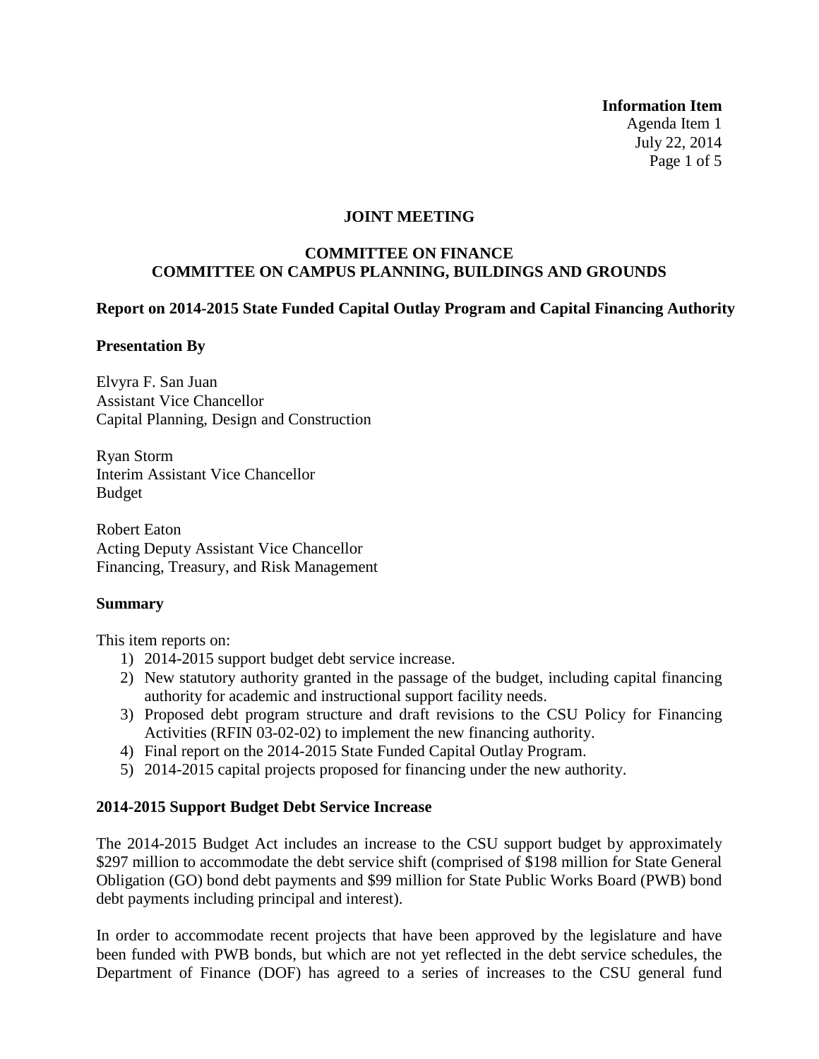**Information Item**
Agenda Item 1
July 22, 2014

**JOINT MEETING**

**COMMITTEE ON FINANCE**
**COMMITTEE ON CAMPUS PLANNING, BUILDINGS AND GROUNDS**

**Report on 2014-2015 State Funded Capital Outlay Program and Capital Financing Authority**

**Presentation By**

Elvyra F. San Juan
Assistant Vice Chancellor
Capital Planning, Design and Construction

Ryan Storm
Interim Assistant Vice Chancellor
Budget

Robert Eaton
Acting Deputy Assistant Vice Chancellor
Financing, Treasury, and Risk Management

**Summary**

This item reports on:

1) 2014-2015 support budget debt service increase.
2) New statutory authority granted in the passage of the budget, including capital financing authority for academic and instructional support facility needs.
3) Proposed debt program structure and draft revisions to the CSU Policy for Financing Activities (RFIN 03-02-02) to implement the new financing authority.
4) Final report on the 2014-2015 State Funded Capital Outlay Program.
5) 2014-2015 capital projects proposed for financing under the new authority.

**2014-2015 Support Budget Debt Service Increase**

The 2014-2015 Budget Act includes an increase to the CSU support budget by approximately \$297 million to accommodate the debt service shift (comprised of \$198 million for State General Obligation (GO) bond debt payments and \$99 million for State Public Works Board (PWB) bond debt payments including principal and interest).

In order to accommodate recent projects that have been approved by the legislature and have been funded with PWB bonds, but which are not yet reflected in the debt service schedules, the Department of Finance (DOF) has agreed to a series of increases to the CSU general fund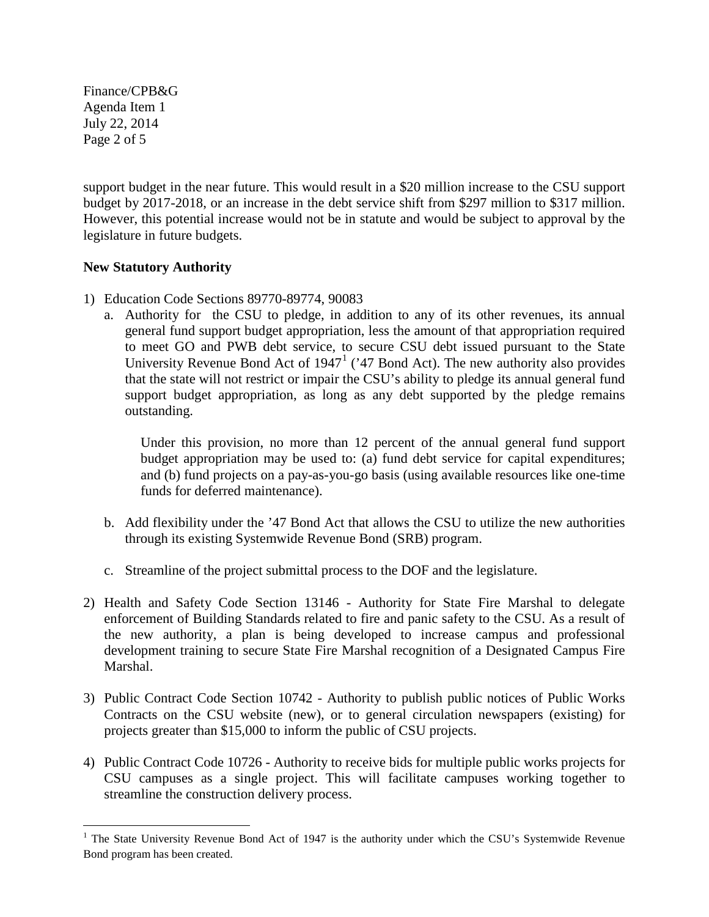support budget in the near future. This would result in a $20 million increase to the CSU support budget by 2017-2018, or an increase in the debt service shift from $297 million to $317 million. However, this potential increase would not be in statute and would be subject to approval by the legislature in future budgets.

**New Statutory Authority**

1) Education Code Sections 89770-89774, 90083
   a. Authority for the CSU to pledge, in addition to any of its other revenues, its annual general fund support budget appropriation, less the amount of that appropriation required to meet GO and PWB debt service, to secure CSU debt issued pursuant to the State University Revenue Bond Act of 1947[1] ('47 Bond Act). The new authority also provides that the state will not restrict or impair the CSU's ability to pledge its annual general fund support budget appropriation, as long as any debt supported by the pledge remains outstanding.

      Under this provision, no more than 12 percent of the annual general fund support budget appropriation may be used to: (a) fund debt service for capital expenditures; and (b) fund projects on a pay-as-you-go basis (using available resources like one-time funds for deferred maintenance).

   b. Add flexibility under the '47 Bond Act that allows the CSU to utilize the new authorities through its existing Systemwide Revenue Bond (SRB) program.

   c. Streamline of the project submittal process to the DOF and the legislature.

2) Health and Safety Code Section 13146 - Authority for State Fire Marshal to delegate enforcement of Building Standards related to fire and panic safety to the CSU. As a result of the new authority, a plan is being developed to increase campus and professional development training to secure State Fire Marshal recognition of a Designated Campus Fire Marshal.

3) Public Contract Code Section 10742 - Authority to publish public notices of Public Works Contracts on the CSU website (new), or to general circulation newspapers (existing) for projects greater than $15,000 to inform the public of CSU projects.

4) Public Contract Code 10726 - Authority to receive bids for multiple public works projects for CSU campuses as a single project. This will facilitate campuses working together to streamline the construction delivery process.

---

[1] The State University Revenue Bond Act of 1947 is the authority under which the CSU's Systemwide Revenue Bond program has been created.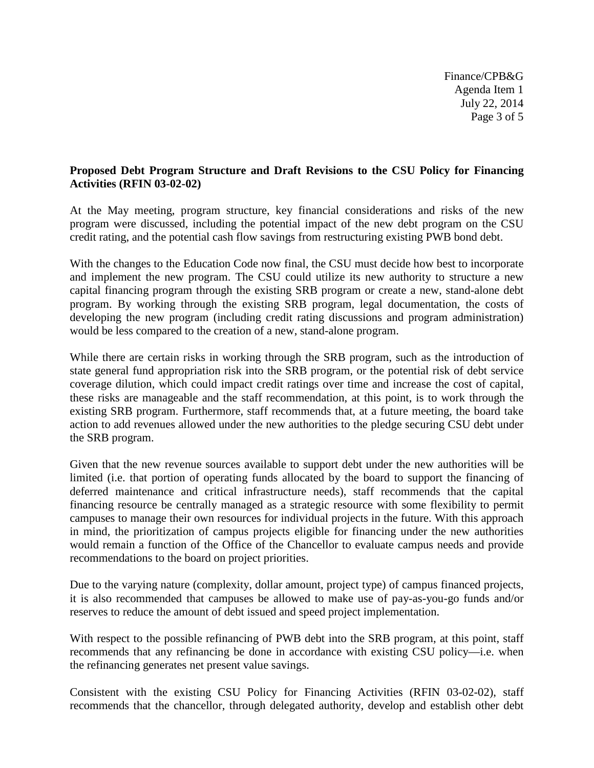**Proposed Debt Program Structure and Draft Revisions to the CSU Policy for Financing Activities (RFIN 03-02-02)**

At the May meeting, program structure, key financial considerations and risks of the new program were discussed, including the potential impact of the new debt program on the CSU credit rating, and the potential cash flow savings from restructuring existing PWB bond debt.

With the changes to the Education Code now final, the CSU must decide how best to incorporate and implement the new program. The CSU could utilize its new authority to structure a new capital financing program through the existing SRB program or create a new, stand-alone debt program. By working through the existing SRB program, legal documentation, the costs of developing the new program (including credit rating discussions and program administration) would be less compared to the creation of a new, stand-alone program.

While there are certain risks in working through the SRB program, such as the introduction of state general fund appropriation risk into the SRB program, or the potential risk of debt service coverage dilution, which could impact credit ratings over time and increase the cost of capital, these risks are manageable and the staff recommendation, at this point, is to work through the existing SRB program. Furthermore, staff recommends that, at a future meeting, the board take action to add revenues allowed under the new authorities to the pledge securing CSU debt under the SRB program.

Given that the new revenue sources available to support debt under the new authorities will be limited (i.e. that portion of operating funds allocated by the board to support the financing of deferred maintenance and critical infrastructure needs), staff recommends that the capital financing resource be centrally managed as a strategic resource with some flexibility to permit campuses to manage their own resources for individual projects in the future. With this approach in mind, the prioritization of campus projects eligible for financing under the new authorities would remain a function of the Office of the Chancellor to evaluate campus needs and provide recommendations to the board on project priorities.

Due to the varying nature (complexity, dollar amount, project type) of campus financed projects, it is also recommended that campuses be allowed to make use of pay-as-you-go funds and/or reserves to reduce the amount of debt issued and speed project implementation.

With respect to the possible refinancing of PWB debt into the SRB program, at this point, staff recommends that any refinancing be done in accordance with existing CSU policy—i.e. when the refinancing generates net present value savings.

Consistent with the existing CSU Policy for Financing Activities (RFIN 03-02-02), staff recommends that the chancellor, through delegated authority, develop and establish other debt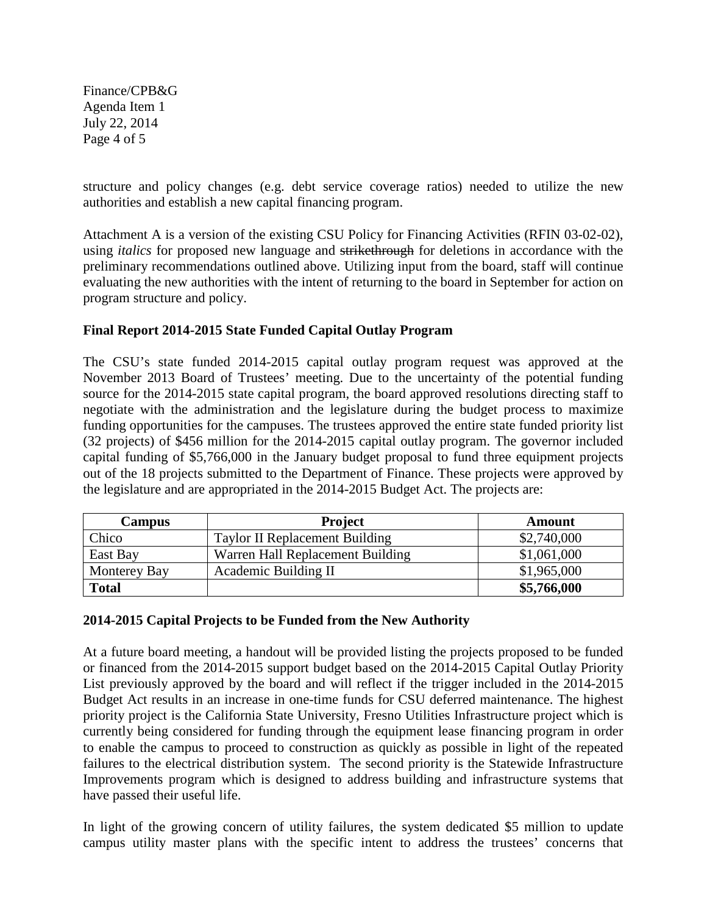structure and policy changes (e.g. debt service coverage ratios) needed to utilize the new authorities and establish a new capital financing program.

Attachment A is a version of the existing CSU Policy for Financing Activities (RFIN 03-02-02), using *italics* for proposed new language and ~~strikethrough~~ for deletions in accordance with the preliminary recommendations outlined above. Utilizing input from the board, staff will continue evaluating the new authorities with the intent of returning to the board in September for action on program structure and policy.

**Final Report 2014-2015 State Funded Capital Outlay Program**

The CSU's state funded 2014-2015 capital outlay program request was approved at the November 2013 Board of Trustees' meeting. Due to the uncertainty of the potential funding source for the 2014-2015 state capital program, the board approved resolutions directing staff to negotiate with the administration and the legislature during the budget process to maximize funding opportunities for the campuses. The trustees approved the entire state funded priority list (32 projects) of $456 million for the 2014-2015 capital outlay program. The governor included capital funding of $5,766,000 in the January budget proposal to fund three equipment projects out of the 18 projects submitted to the Department of Finance. These projects were approved by the legislature and are appropriated in the 2014-2015 Budget Act. The projects are:

| Campus | Project | Amount |
|---|---|---|
| Chico | Taylor II Replacement Building | $2,740,000 |
| East Bay | Warren Hall Replacement Building | $1,061,000 |
| Monterey Bay | Academic Building II | $1,965,000 |
| **Total** | | **$5,766,000** |

**2014-2015 Capital Projects to be Funded from the New Authority**

At a future board meeting, a handout will be provided listing the projects proposed to be funded or financed from the 2014-2015 support budget based on the 2014-2015 Capital Outlay Priority List previously approved by the board and will reflect if the trigger included in the 2014-2015 Budget Act results in an increase in one-time funds for CSU deferred maintenance. The highest priority project is the California State University, Fresno Utilities Infrastructure project which is currently being considered for funding through the equipment lease financing program in order to enable the campus to proceed to construction as quickly as possible in light of the repeated failures to the electrical distribution system. The second priority is the Statewide Infrastructure Improvements program which is designed to address building and infrastructure systems that have passed their useful life.

In light of the growing concern of utility failures, the system dedicated $5 million to update campus utility master plans with the specific intent to address the trustees' concerns that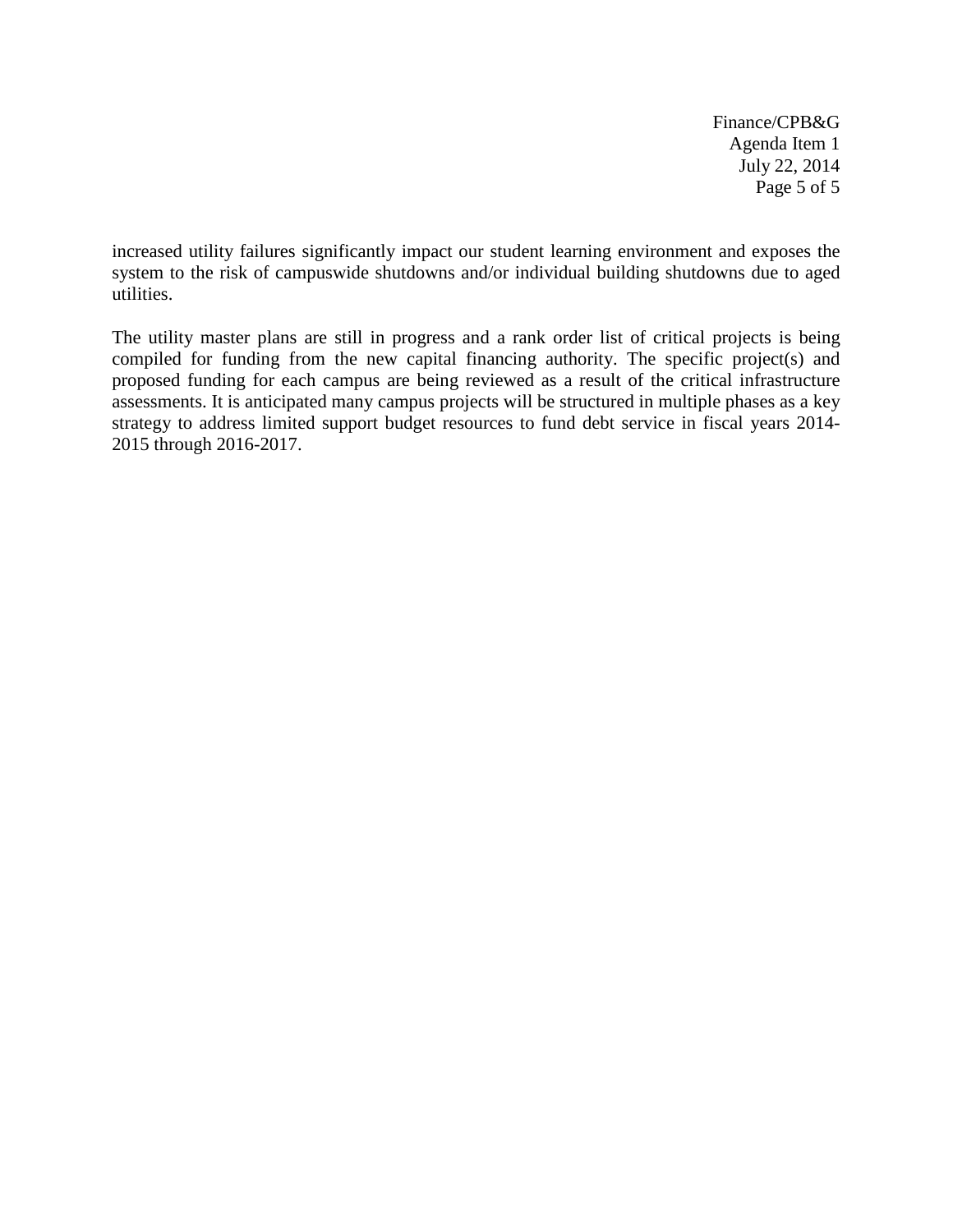increased utility failures significantly impact our student learning environment and exposes the system to the risk of campuswide shutdowns and/or individual building shutdowns due to aged utilities.

The utility master plans are still in progress and a rank order list of critical projects is being compiled for funding from the new capital financing authority. The specific project(s) and proposed funding for each campus are being reviewed as a result of the critical infrastructure assessments. It is anticipated many campus projects will be structured in multiple phases as a key strategy to address limited support budget resources to fund debt service in fiscal years 2014-2015 through 2016-2017.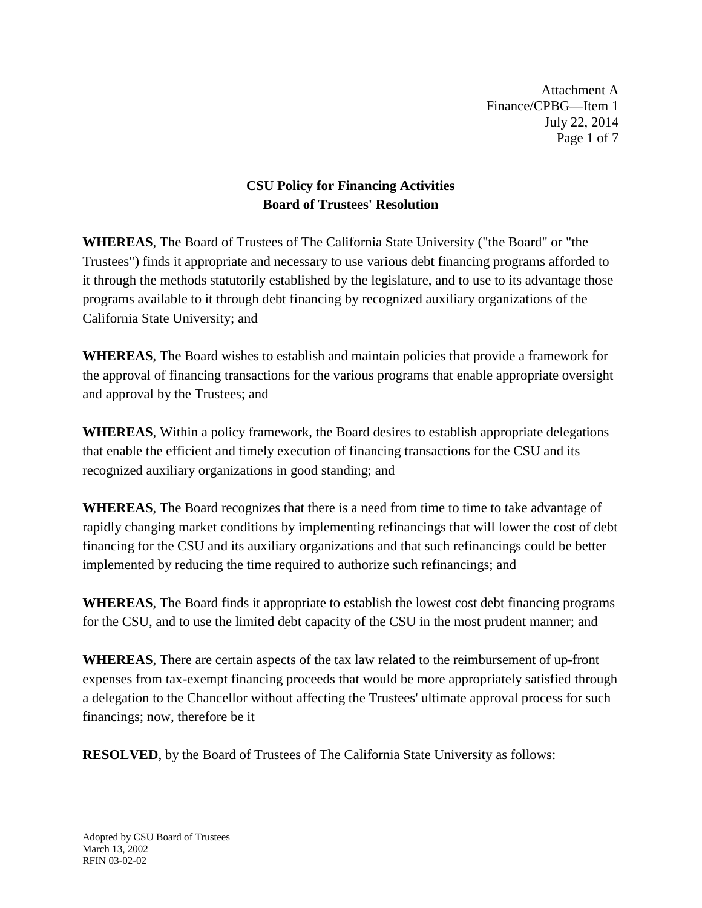Attachment A
Finance/CPBG—Item 1
July 22, 2014

## CSU Policy for Financing Activities
## Board of Trustees' Resolution

**WHEREAS**, The Board of Trustees of The California State University ("the Board" or "the Trustees") finds it appropriate and necessary to use various debt financing programs afforded to it through the methods statutorily established by the legislature, and to use to its advantage those programs available to it through debt financing by recognized auxiliary organizations of the California State University; and

**WHEREAS**, The Board wishes to establish and maintain policies that provide a framework for the approval of financing transactions for the various programs that enable appropriate oversight and approval by the Trustees; and

**WHEREAS**, Within a policy framework, the Board desires to establish appropriate delegations that enable the efficient and timely execution of financing transactions for the CSU and its recognized auxiliary organizations in good standing; and

**WHEREAS**, The Board recognizes that there is a need from time to time to take advantage of rapidly changing market conditions by implementing refinancings that will lower the cost of debt financing for the CSU and its auxiliary organizations and that such refinancings could be better implemented by reducing the time required to authorize such refinancings; and

**WHEREAS**, The Board finds it appropriate to establish the lowest cost debt financing programs for the CSU, and to use the limited debt capacity of the CSU in the most prudent manner; and

**WHEREAS**, There are certain aspects of the tax law related to the reimbursement of up-front expenses from tax-exempt financing proceeds that would be more appropriately satisfied through a delegation to the Chancellor without affecting the Trustees' ultimate approval process for such financings; now, therefore be it

**RESOLVED**, by the Board of Trustees of The California State University as follows:

Adopted by CSU Board of Trustees
March 13, 2002
RFIN 03-02-02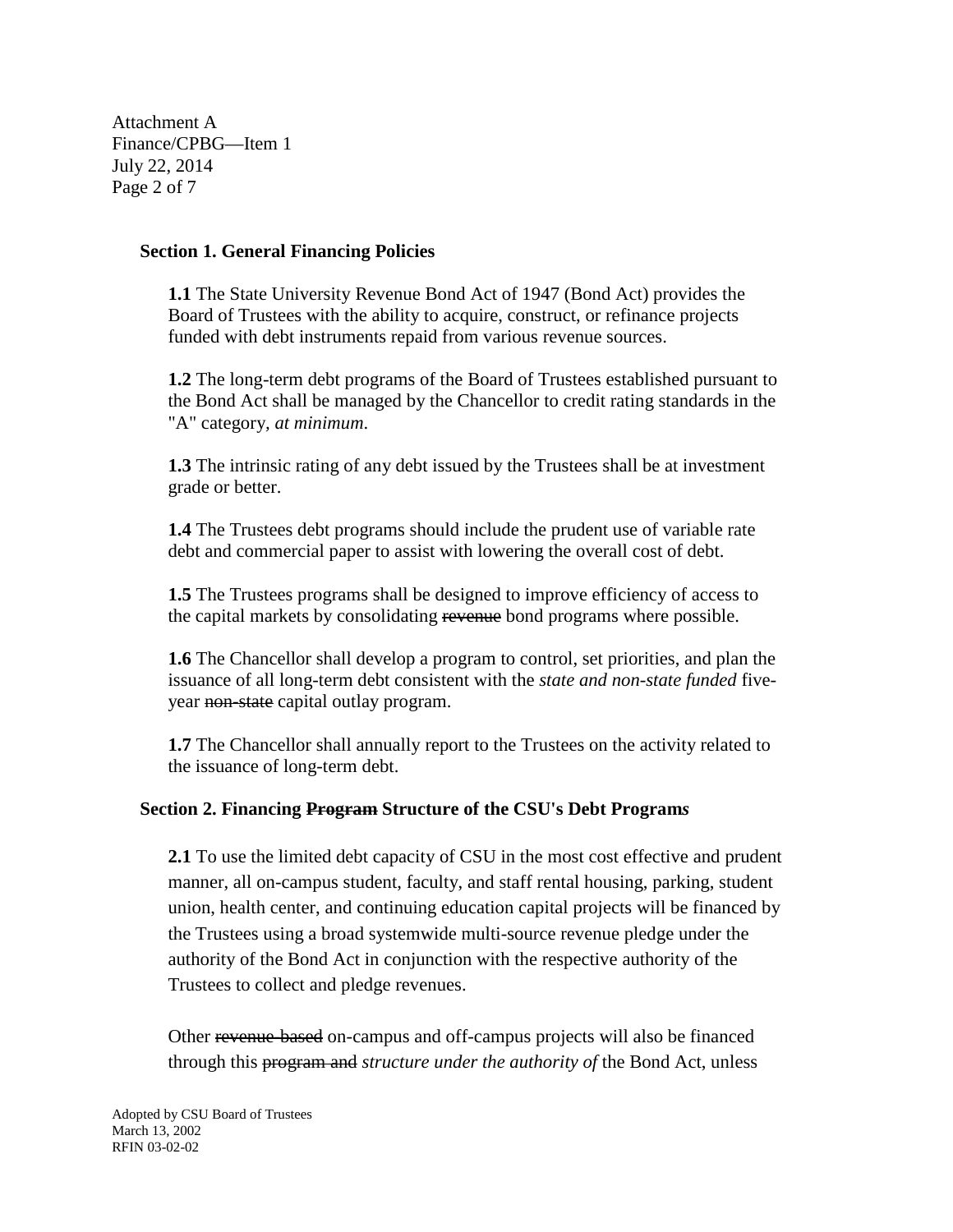**Section 1. General Financing Policies**

**1.1** The State University Revenue Bond Act of 1947 (Bond Act) provides the Board of Trustees with the ability to acquire, construct, or refinance projects funded with debt instruments repaid from various revenue sources.

**1.2** The long-term debt programs of the Board of Trustees established pursuant to the Bond Act shall be managed by the Chancellor to credit rating standards in the "A" category*, at minimum*.

**1.3** The intrinsic rating of any debt issued by the Trustees shall be at investment grade or better.

**1.4** The Trustees debt programs should include the prudent use of variable rate debt and commercial paper to assist with lowering the overall cost of debt.

**1.5** The Trustees programs shall be designed to improve efficiency of access to the capital markets by consolidating ~~revenue~~ bond programs where possible.

**1.6** The Chancellor shall develop a program to control, set priorities, and plan the issuance of all long-term debt consistent with the *state and non-state funded* five-year ~~non-state~~ capital outlay program.

**1.7** The Chancellor shall annually report to the Trustees on the activity related to the issuance of long-term debt.

**Section 2. Financing ~~Program~~ Structure of the CSU's Debt Program*s***

**2.1** To use the limited debt capacity of CSU in the most cost effective and prudent manner, all on-campus student, faculty, and staff rental housing, parking, student union, health center, and continuing education capital projects will be financed by the Trustees using a broad systemwide multi-source revenue pledge under the authority of the Bond Act in conjunction with the respective authority of the Trustees to collect and pledge revenues.

Other ~~revenue-based~~ on-campus and off-campus projects will also be financed through this ~~program and~~ *structure under the authority of* the Bond Act, unless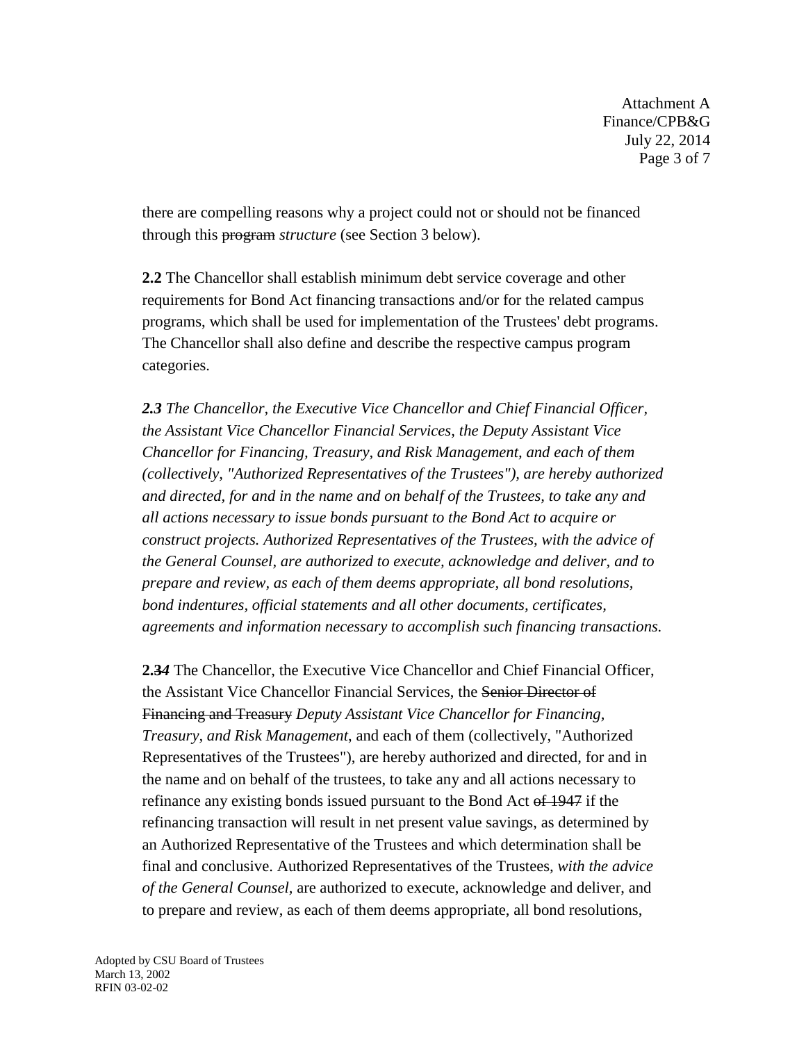there are compelling reasons why a project could not or should not be financed through this ~~program~~ *structure* (see Section 3 below).

**2.2** The Chancellor shall establish minimum debt service coverage and other requirements for Bond Act financing transactions and/or for the related campus programs, which shall be used for implementation of the Trustees' debt programs. The Chancellor shall also define and describe the respective campus program categories.

***2.3*** *The Chancellor, the Executive Vice Chancellor and Chief Financial Officer, the Assistant Vice Chancellor Financial Services, the Deputy Assistant Vice Chancellor for Financing, Treasury, and Risk Management, and each of them (collectively, "Authorized Representatives of the Trustees"), are hereby authorized and directed, for and in the name and on behalf of the Trustees, to take any and all actions necessary to issue bonds pursuant to the Bond Act to acquire or construct projects. Authorized Representatives of the Trustees, with the advice of the General Counsel, are authorized to execute, acknowledge and deliver, and to prepare and review, as each of them deems appropriate, all bond resolutions, bond indentures, official statements and all other documents, certificates, agreements and information necessary to accomplish such financing transactions.*

**2.~~3~~*4*** The Chancellor, the Executive Vice Chancellor and Chief Financial Officer, the Assistant Vice Chancellor Financial Services, the ~~Senior Director of Financing and Treasury~~ *Deputy Assistant Vice Chancellor for Financing, Treasury, and Risk Management*, and each of them (collectively, "Authorized Representatives of the Trustees"), are hereby authorized and directed, for and in the name and on behalf of the trustees, to take any and all actions necessary to refinance any existing bonds issued pursuant to the Bond Act ~~of 1947~~ if the refinancing transaction will result in net present value savings, as determined by an Authorized Representative of the Trustees and which determination shall be final and conclusive. Authorized Representatives of the Trustees, *with the advice of the General Counsel*, are authorized to execute, acknowledge and deliver, and to prepare and review, as each of them deems appropriate, all bond resolutions,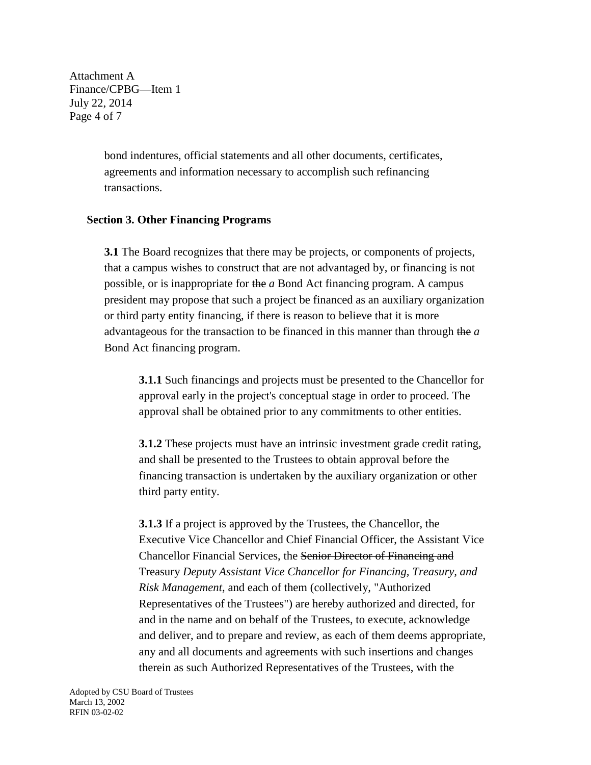bond indentures, official statements and all other documents, certificates, agreements and information necessary to accomplish such refinancing transactions.

### Section 3. Other Financing Programs

**3.1** The Board recognizes that there may be projects, or components of projects, that a campus wishes to construct that are not advantaged by, or financing is not possible, or is inappropriate for ~~the~~ *a* Bond Act financing program. A campus president may propose that such a project be financed as an auxiliary organization or third party entity financing, if there is reason to believe that it is more advantageous for the transaction to be financed in this manner than through ~~the~~ *a* Bond Act financing program.

**3.1.1** Such financings and projects must be presented to the Chancellor for approval early in the project's conceptual stage in order to proceed. The approval shall be obtained prior to any commitments to other entities.

**3.1.2** These projects must have an intrinsic investment grade credit rating, and shall be presented to the Trustees to obtain approval before the financing transaction is undertaken by the auxiliary organization or other third party entity.

**3.1.3** If a project is approved by the Trustees, the Chancellor, the Executive Vice Chancellor and Chief Financial Officer, the Assistant Vice Chancellor Financial Services, the ~~Senior Director of Financing and Treasury~~ *Deputy Assistant Vice Chancellor for Financing, Treasury, and Risk Management*, and each of them (collectively, "Authorized Representatives of the Trustees") are hereby authorized and directed, for and in the name and on behalf of the Trustees, to execute, acknowledge and deliver, and to prepare and review, as each of them deems appropriate, any and all documents and agreements with such insertions and changes therein as such Authorized Representatives of the Trustees, with the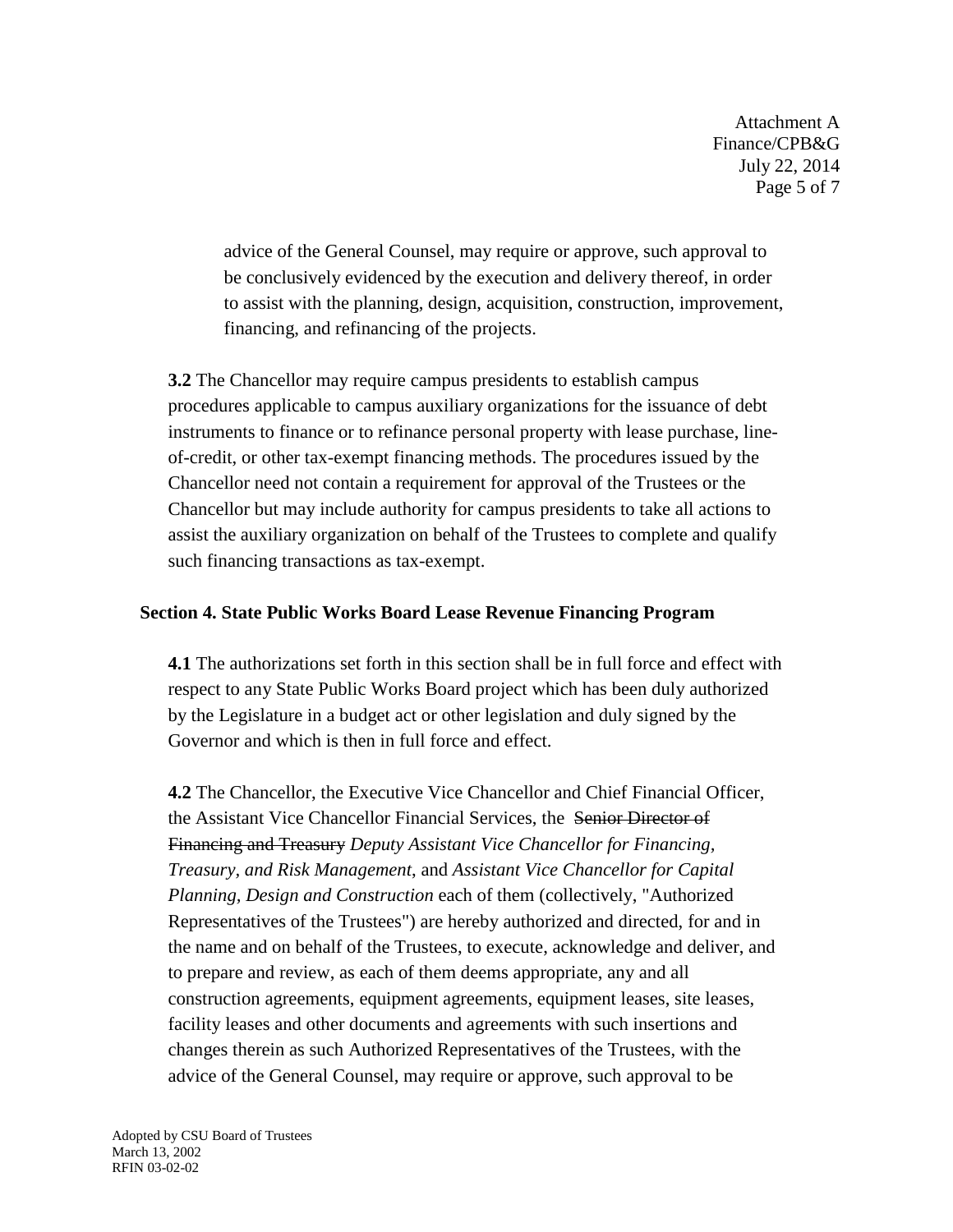advice of the General Counsel, may require or approve, such approval to be conclusively evidenced by the execution and delivery thereof, in order to assist with the planning, design, acquisition, construction, improvement, financing, and refinancing of the projects.

**3.2** The Chancellor may require campus presidents to establish campus procedures applicable to campus auxiliary organizations for the issuance of debt instruments to finance or to refinance personal property with lease purchase, line-of-credit, or other tax-exempt financing methods. The procedures issued by the Chancellor need not contain a requirement for approval of the Trustees or the Chancellor but may include authority for campus presidents to take all actions to assist the auxiliary organization on behalf of the Trustees to complete and qualify such financing transactions as tax-exempt.

## Section 4. State Public Works Board Lease Revenue Financing Program

**4.1** The authorizations set forth in this section shall be in full force and effect with respect to any State Public Works Board project which has been duly authorized by the Legislature in a budget act or other legislation and duly signed by the Governor and which is then in full force and effect.

**4.2** The Chancellor, the Executive Vice Chancellor and Chief Financial Officer, the Assistant Vice Chancellor Financial Services, the ~~Senior Director of Financing and Treasury~~ *Deputy Assistant Vice Chancellor for Financing, Treasury, and Risk Management*, and *Assistant Vice Chancellor for Capital Planning, Design and Construction* each of them (collectively, "Authorized Representatives of the Trustees") are hereby authorized and directed, for and in the name and on behalf of the Trustees, to execute, acknowledge and deliver, and to prepare and review, as each of them deems appropriate, any and all construction agreements, equipment agreements, equipment leases, site leases, facility leases and other documents and agreements with such insertions and changes therein as such Authorized Representatives of the Trustees, with the advice of the General Counsel, may require or approve, such approval to be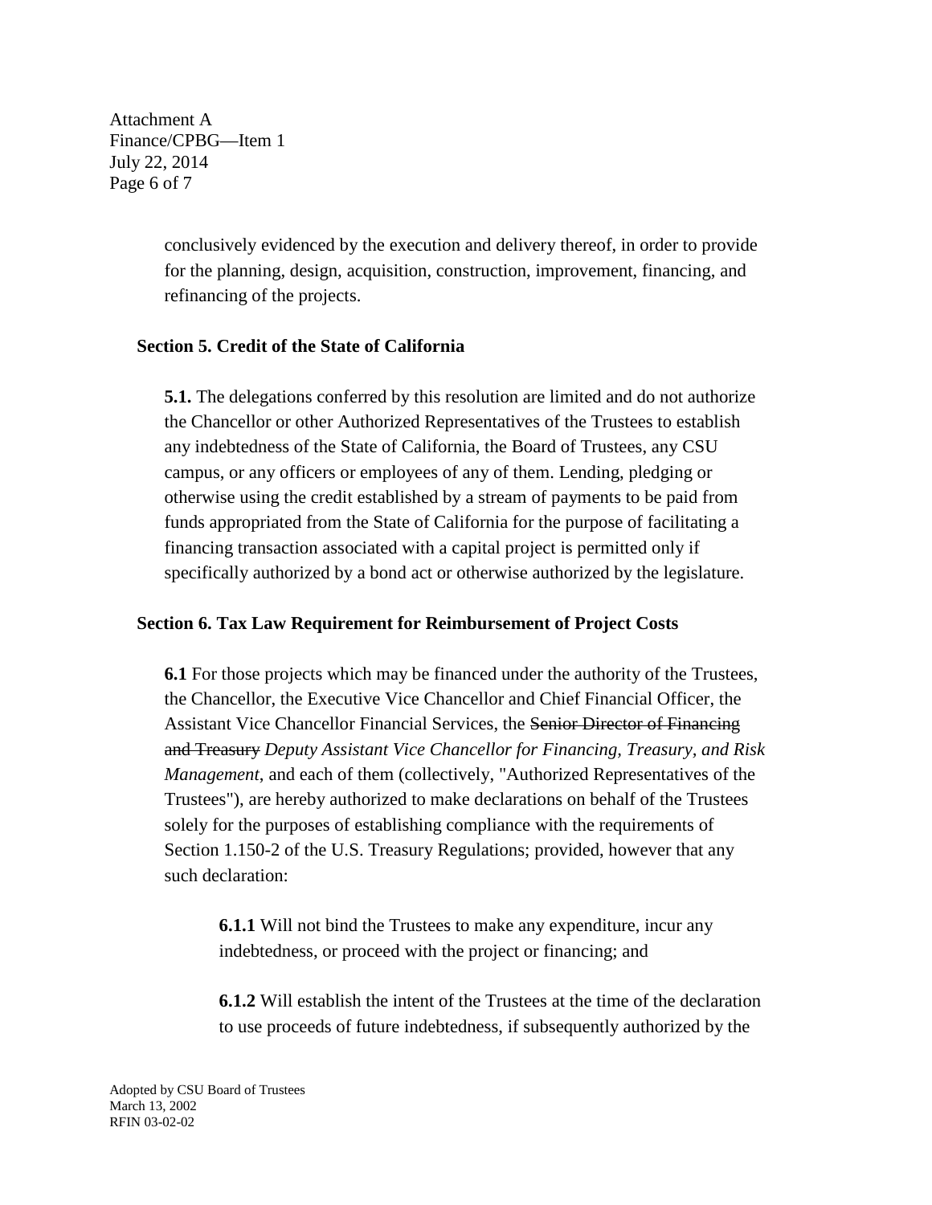conclusively evidenced by the execution and delivery thereof, in order to provide for the planning, design, acquisition, construction, improvement, financing, and refinancing of the projects.

**Section 5. Credit of the State of California**

**5.1.** The delegations conferred by this resolution are limited and do not authorize the Chancellor or other Authorized Representatives of the Trustees to establish any indebtedness of the State of California, the Board of Trustees, any CSU campus, or any officers or employees of any of them. Lending, pledging or otherwise using the credit established by a stream of payments to be paid from funds appropriated from the State of California for the purpose of facilitating a financing transaction associated with a capital project is permitted only if specifically authorized by a bond act or otherwise authorized by the legislature.

**Section 6. Tax Law Requirement for Reimbursement of Project Costs**

**6.1** For those projects which may be financed under the authority of the Trustees, the Chancellor, the Executive Vice Chancellor and Chief Financial Officer, the Assistant Vice Chancellor Financial Services, the ~~Senior Director of Financing and Treasury~~ *Deputy Assistant Vice Chancellor for Financing, Treasury, and Risk Management*, and each of them (collectively, "Authorized Representatives of the Trustees"), are hereby authorized to make declarations on behalf of the Trustees solely for the purposes of establishing compliance with the requirements of Section 1.150-2 of the U.S. Treasury Regulations; provided, however that any such declaration:

> **6.1.1** Will not bind the Trustees to make any expenditure, incur any indebtedness, or proceed with the project or financing; and
>
> **6.1.2** Will establish the intent of the Trustees at the time of the declaration to use proceeds of future indebtedness, if subsequently authorized by the

Adopted by CSU Board of Trustees
March 13, 2002
RFIN 03-02-02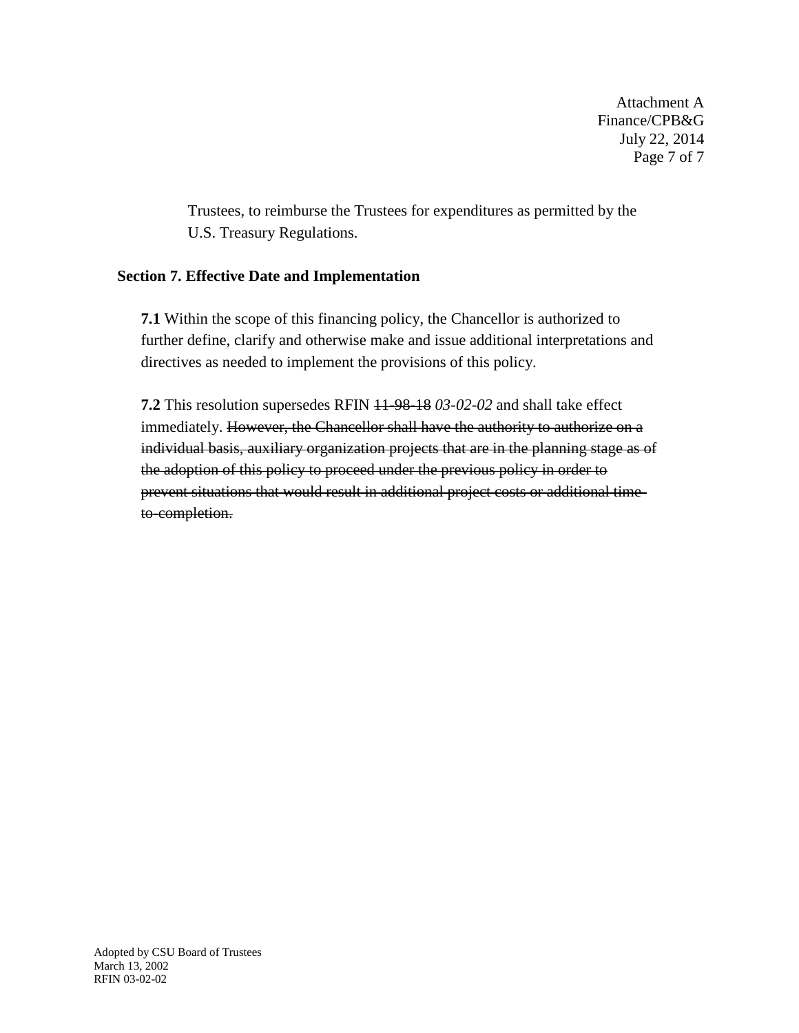Trustees, to reimburse the Trustees for expenditures as permitted by the U.S. Treasury Regulations.

**Section 7. Effective Date and Implementation**

**7.1** Within the scope of this financing policy, the Chancellor is authorized to further define, clarify and otherwise make and issue additional interpretations and directives as needed to implement the provisions of this policy.

**7.2** This resolution supersedes RFIN ~~11-98-18~~ *03-02-02* and shall take effect immediately. ~~However, the Chancellor shall have the authority to authorize on a individual basis, auxiliary organization projects that are in the planning stage as of the adoption of this policy to proceed under the previous policy in order to prevent situations that would result in additional project costs or additional time-to-completion.~~

Adopted by CSU Board of Trustees
March 13, 2002
RFIN 03-02-02